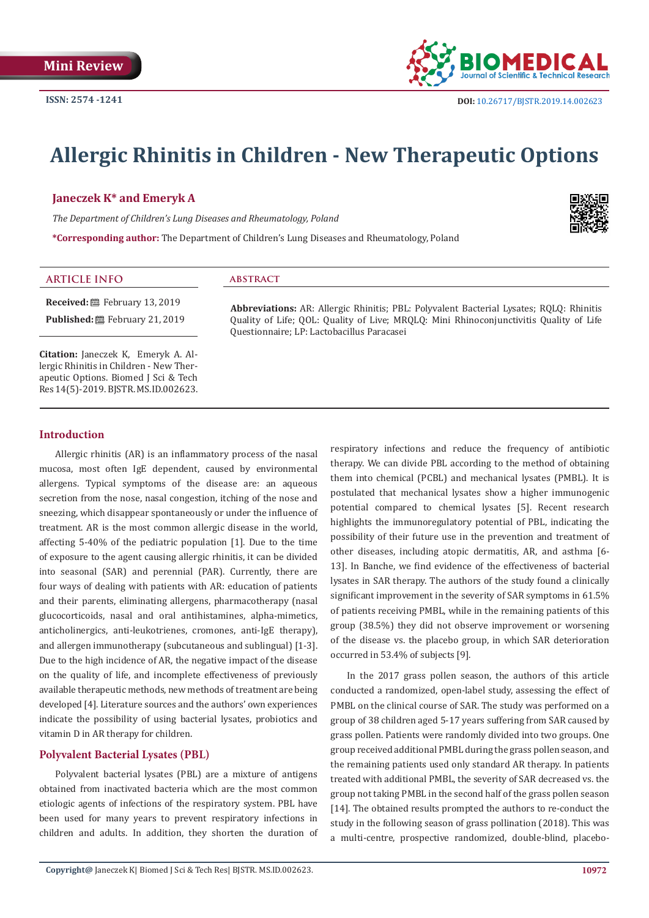Mini Review

ISSN: 2574 -1241

DOI: 10.26717/BJSTR.2019.14.002623

# Allergic Rhinitis in Children - New Therapeutic Options

**Janeczek K* and Emeryk A**

*The Department of Children's Lung Diseases and Rheumatology, Poland*

***Corresponding author:** The Department of Children's Lung Diseases and Rheumatology, Poland

## ARTICLE INFO

**Received:** February 13, 2019

**Published:** February 21, 2019

**Citation:** Janeczek K, Emeryk A. Allergic Rhinitis in Children - New Therapeutic Options. Biomed J Sci & Tech Res 14(5)-2019. BJSTR.MS.ID.002623.

## ABSTRACT

**Abbreviations:** AR: Allergic Rhinitis; PBL: Polyvalent Bacterial Lysates; RQLQ: Rhinitis Quality of Life; QOL: Quality of Live; MRQLQ: Mini Rhinoconjunctivitis Quality of Life Questionnaire; LP: Lactobacillus Paracasei

## Introduction

Allergic rhinitis (AR) is an inflammatory process of the nasal mucosa, most often IgE dependent, caused by environmental allergens. Typical symptoms of the disease are: an aqueous secretion from the nose, nasal congestion, itching of the nose and sneezing, which disappear spontaneously or under the influence of treatment. AR is the most common allergic disease in the world, affecting 5-40% of the pediatric population [1]. Due to the time of exposure to the agent causing allergic rhinitis, it can be divided into seasonal (SAR) and perennial (PAR). Currently, there are four ways of dealing with patients with AR: education of patients and their parents, eliminating allergens, pharmacotherapy (nasal glucocorticoids, nasal and oral antihistamines, alpha-mimetics, anticholinergics, anti-leukotrienes, cromones, anti-IgE therapy), and allergen immunotherapy (subcutaneous and sublingual) [1-3]. Due to the high incidence of AR, the negative impact of the disease on the quality of life, and incomplete effectiveness of previously available therapeutic methods, new methods of treatment are being developed [4]. Literature sources and the authors' own experiences indicate the possibility of using bacterial lysates, probiotics and vitamin D in AR therapy for children.

## Polyvalent Bacterial Lysates (PBL)

Polyvalent bacterial lysates (PBL) are a mixture of antigens obtained from inactivated bacteria which are the most common etiologic agents of infections of the respiratory system. PBL have been used for many years to prevent respiratory infections in children and adults. In addition, they shorten the duration of respiratory infections and reduce the frequency of antibiotic therapy. We can divide PBL according to the method of obtaining them into chemical (PCBL) and mechanical lysates (PMBL). It is postulated that mechanical lysates show a higher immunogenic potential compared to chemical lysates [5]. Recent research highlights the immunoregulatory potential of PBL, indicating the possibility of their future use in the prevention and treatment of other diseases, including atopic dermatitis, AR, and asthma [6-13]. In Banche, we find evidence of the effectiveness of bacterial lysates in SAR therapy. The authors of the study found a clinically significant improvement in the severity of SAR symptoms in 61.5% of patients receiving PMBL, while in the remaining patients of this group (38.5%) they did not observe improvement or worsening of the disease vs. the placebo group, in which SAR deterioration occurred in 53.4% of subjects [9].

In the 2017 grass pollen season, the authors of this article conducted a randomized, open-label study, assessing the effect of PMBL on the clinical course of SAR. The study was performed on a group of 38 children aged 5-17 years suffering from SAR caused by grass pollen. Patients were randomly divided into two groups. One group received additional PMBL during the grass pollen season, and the remaining patients used only standard AR therapy. In patients treated with additional PMBL, the severity of SAR decreased vs. the group not taking PMBL in the second half of the grass pollen season [14]. The obtained results prompted the authors to re-conduct the study in the following season of grass pollination (2018). This was a multi-centre, prospective randomized, double-blind, placebo-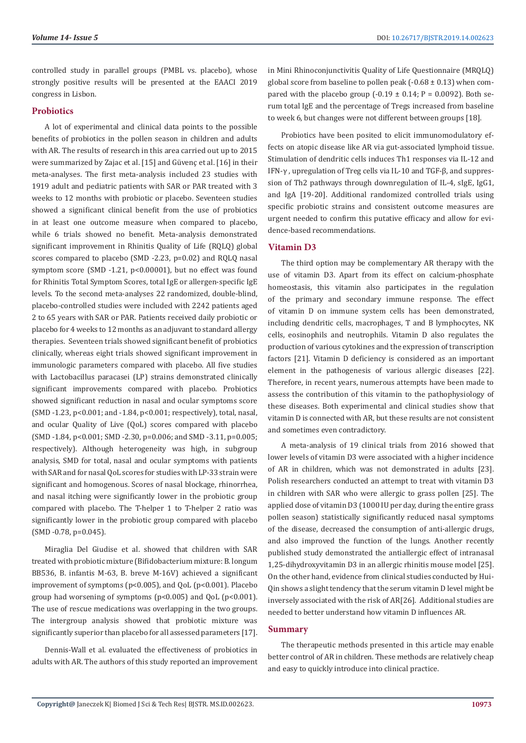controlled study in parallel groups (PMBL vs. placebo), whose strongly positive results will be presented at the EAACI 2019 congress in Lisbon.

## Probiotics

A lot of experimental and clinical data points to the possible benefits of probiotics in the pollen season in children and adults with AR. The results of research in this area carried out up to 2015 were summarized by Zajac et al. [15] and Güvenç et al. [16] in their meta-analyses. The first meta-analysis included 23 studies with 1919 adult and pediatric patients with SAR or PAR treated with 3 weeks to 12 months with probiotic or placebo. Seventeen studies showed a significant clinical benefit from the use of probiotics in at least one outcome measure when compared to placebo, while 6 trials showed no benefit. Meta-analysis demonstrated significant improvement in Rhinitis Quality of Life (RQLQ) global scores compared to placebo (SMD -2.23, p=0.02) and RQLQ nasal symptom score (SMD -1.21, p<0.00001), but no effect was found for Rhinitis Total Symptom Scores, total IgE or allergen-specific IgE levels. To the second meta-analyses 22 randomized, double-blind, placebo-controlled studies were included with 2242 patients aged 2 to 65 years with SAR or PAR. Patients received daily probiotic or placebo for 4 weeks to 12 months as an adjuvant to standard allergy therapies. Seventeen trials showed significant benefit of probiotics clinically, whereas eight trials showed significant improvement in immunologic parameters compared with placebo. All five studies with Lactobacillus paracasei (LP) strains demonstrated clinically significant improvements compared with placebo. Probiotics showed significant reduction in nasal and ocular symptoms score (SMD -1.23, p<0.001; and -1.84, p<0.001; respectively), total, nasal, and ocular Quality of Live (QoL) scores compared with placebo (SMD -1.84, p<0.001; SMD -2.30, p=0.006; and SMD -3.11, p=0.005; respectively). Although heterogeneity was high, in subgroup analysis, SMD for total, nasal and ocular symptoms with patients with SAR and for nasal QoL scores for studies with LP-33 strain were significant and homogenous. Scores of nasal blockage, rhinorrhea, and nasal itching were significantly lower in the probiotic group compared with placebo. The T-helper 1 to T-helper 2 ratio was significantly lower in the probiotic group compared with placebo (SMD -0.78, p=0.045).

Miraglia Del Giudise et al. showed that children with SAR treated with probiotic mixture (Bifidobacterium mixture: B. longum BB536, B. infantis M-63, B. breve M-16V) achieved a significant improvement of symptoms (p<0.005), and QoL (p<0.001). Placebo group had worsening of symptoms (p<0.005) and QoL (p<0.001). The use of rescue medications was overlapping in the two groups. The intergroup analysis showed that probiotic mixture was significantly superior than placebo for all assessed parameters [17].

Dennis-Wall et al. evaluated the effectiveness of probiotics in adults with AR. The authors of this study reported an improvement in Mini Rhinoconjunctivitis Quality of Life Questionnaire (MRQLQ) global score from baseline to pollen peak (-0.68 ± 0.13) when compared with the placebo group (-0.19 ± 0.14; P = 0.0092). Both serum total IgE and the percentage of Tregs increased from baseline to week 6, but changes were not different between groups [18].

Probiotics have been posited to elicit immunomodulatory effects on atopic disease like AR via gut-associated lymphoid tissue. Stimulation of dendritic cells induces Th1 responses via IL-12 and IFN-γ , upregulation of Treg cells via IL-10 and TGF-β, and suppression of Th2 pathways through downregulation of IL-4, sIgE, IgG1, and IgA [19-20]. Additional randomized controlled trials using specific probiotic strains and consistent outcome measures are urgent needed to confirm this putative efficacy and allow for evidence-based recommendations.

## Vitamin D3

The third option may be complementary AR therapy with the use of vitamin D3. Apart from its effect on calcium-phosphate homeostasis, this vitamin also participates in the regulation of the primary and secondary immune response. The effect of vitamin D on immune system cells has been demonstrated, including dendritic cells, macrophages, T and B lymphocytes, NK cells, eosinophils and neutrophils. Vitamin D also regulates the production of various cytokines and the expression of transcription factors [21]. Vitamin D deficiency is considered as an important element in the pathogenesis of various allergic diseases [22]. Therefore, in recent years, numerous attempts have been made to assess the contribution of this vitamin to the pathophysiology of these diseases. Both experimental and clinical studies show that vitamin D is connected with AR, but these results are not consistent and sometimes even contradictory.

A meta-analysis of 19 clinical trials from 2016 showed that lower levels of vitamin D3 were associated with a higher incidence of AR in children, which was not demonstrated in adults [23]. Polish researchers conducted an attempt to treat with vitamin D3 in children with SAR who were allergic to grass pollen [25]. The applied dose of vitamin D3 (1000 IU per day, during the entire grass pollen season) statistically significantly reduced nasal symptoms of the disease, decreased the consumption of anti-allergic drugs, and also improved the function of the lungs. Another recently published study demonstrated the antiallergic effect of intranasal 1,25-dihydroxyvitamin D3 in an allergic rhinitis mouse model [25]. On the other hand, evidence from clinical studies conducted by Hui-Qin shows a slight tendency that the serum vitamin D level might be inversely associated with the risk of AR[26]. Additional studies are needed to better understand how vitamin D influences AR.

## Summary

The therapeutic methods presented in this article may enable better control of AR in children. These methods are relatively cheap and easy to quickly introduce into clinical practice.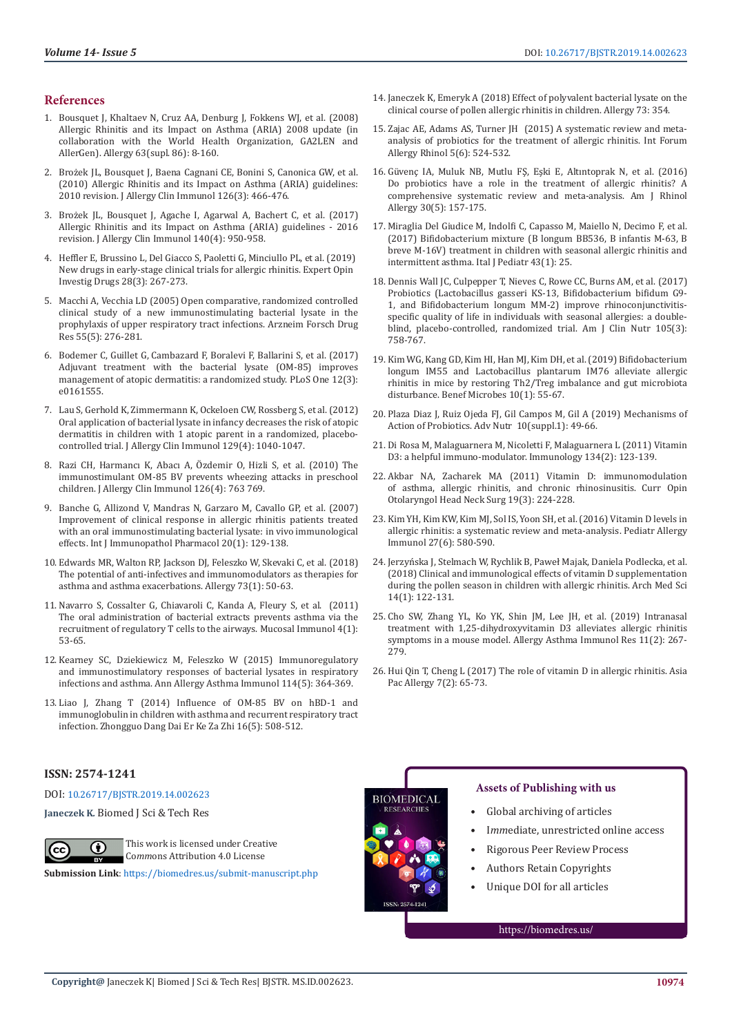## References

1. Bousquet J, Khaltaev N, Cruz AA, Denburg J, Fokkens WJ, et al. (2008) Allergic Rhinitis and its Impact on Asthma (ARIA) 2008 update (in collaboration with the World Health Organization, GA2LEN and AllerGen). Allergy 63(supl. 86): 8-160.
2. Brożek JL, Bousquet J, Baena Cagnani CE, Bonini S, Canonica GW, et al. (2010) Allergic Rhinitis and its Impact on Asthma (ARIA) guidelines: 2010 revision. J Allergy Clin Immunol 126(3): 466-476.
3. Brożek JL, Bousquet J, Agache I, Agarwal A, Bachert C, et al. (2017) Allergic Rhinitis and its Impact on Asthma (ARIA) guidelines - 2016 revision. J Allergy Clin Immunol 140(4): 950-958.
4. Heffler E, Brussino L, Del Giacco S, Paoletti G, Minciullo PL, et al. (2019) New drugs in early-stage clinical trials for allergic rhinitis. Expert Opin Investig Drugs 28(3): 267-273.
5. Macchi A, Vecchia LD (2005) Open comparative, randomized controlled clinical study of a new immunostimulating bacterial lysate in the prophylaxis of upper respiratory tract infections. Arzneim Forsch Drug Res 55(5): 276-281.
6. Bodemer C, Guillet G, Cambazard F, Boralevi F, Ballarini S, et al. (2017) Adjuvant treatment with the bacterial lysate (OM-85) improves management of atopic dermatitis: a randomized study. PLoS One 12(3): e0161555.
7. Lau S, Gerhold K, Zimmermann K, Ockeloen CW, Rossberg S, et al. (2012) Oral application of bacterial lysate in infancy decreases the risk of atopic dermatitis in children with 1 atopic parent in a randomized, placebo-controlled trial. J Allergy Clin Immunol 129(4): 1040-1047.
8. Razi CH, Harmancı K, Abacı A, Özdemir O, Hizli S, et al. (2010) The immunostimulant OM-85 BV prevents wheezing attacks in preschool children. J Allergy Clin Immunol 126(4): 763 769.
9. Banche G, Allizond V, Mandras N, Garzaro M, Cavallo GP, et al. (2007) Improvement of clinical response in allergic rhinitis patients treated with an oral immunostimulating bacterial lysate: in vivo immunological effects. Int J Immunopathol Pharmacol 20(1): 129-138.
10. Edwards MR, Walton RP, Jackson DJ, Feleszko W, Skevaki C, et al. (2018) The potential of anti-infectives and immunomodulators as therapies for asthma and asthma exacerbations. Allergy 73(1): 50-63.
11. Navarro S, Cossalter G, Chiavaroli C, Kanda A, Fleury S, et al. (2011) The oral administration of bacterial extracts prevents asthma via the recruitment of regulatory T cells to the airways. Mucosal Immunol 4(1): 53-65.
12. Kearney SC, Dziekiewicz M, Feleszko W (2015) Immunoregulatory and immunostimulatory responses of bacterial lysates in respiratory infections and asthma. Ann Allergy Asthma Immunol 114(5): 364-369.
13. Liao J, Zhang T (2014) Influence of OM-85 BV on hBD-1 and immunoglobulin in children with asthma and recurrent respiratory tract infection. Zhongguo Dang Dai Er Ke Za Zhi 16(5): 508-512.
14. Janeczek K, Emeryk A (2018) Effect of polyvalent bacterial lysate on the clinical course of pollen allergic rhinitis in children. Allergy 73: 354.
15. Zajac AE, Adams AS, Turner JH (2015) A systematic review and meta-analysis of probiotics for the treatment of allergic rhinitis. Int Forum Allergy Rhinol 5(6): 524-532.
16. Güvenç IA, Muluk NB, Mutlu FŞ, Eşki E, Altıntoprak N, et al. (2016) Do probiotics have a role in the treatment of allergic rhinitis? A comprehensive systematic review and meta-analysis. Am J Rhinol Allergy 30(5): 157-175.
17. Miraglia Del Giudice M, Indolfi C, Capasso M, Maiello N, Decimo F, et al. (2017) Bifidobacterium mixture (B longum BB536, B infantis M-63, B breve M-16V) treatment in children with seasonal allergic rhinitis and intermittent asthma. Ital J Pediatr 43(1): 25.
18. Dennis Wall JC, Culpepper T, Nieves C, Rowe CC, Burns AM, et al. (2017) Probiotics (Lactobacillus gasseri KS-13, Bifidobacterium bifidum G9-1, and Bifidobacterium longum MM-2) improve rhinoconjunctivitis-specific quality of life in individuals with seasonal allergies: a double-blind, placebo-controlled, randomized trial. Am J Clin Nutr 105(3): 758-767.
19. Kim WG, Kang GD, Kim HI, Han MJ, Kim DH, et al. (2019) Bifidobacterium longum IM55 and Lactobacillus plantarum IM76 alleviate allergic rhinitis in mice by restoring Th2/Treg imbalance and gut microbiota disturbance. Benef Microbes 10(1): 55-67.
20. Plaza Diaz J, Ruiz Ojeda FJ, Gil Campos M, Gil A (2019) Mechanisms of Action of Probiotics. Adv Nutr 10(suppl.1): 49-66.
21. Di Rosa M, Malaguarnera M, Nicoletti F, Malaguarnera L (2011) Vitamin D3: a helpful immuno-modulator. Immunology 134(2): 123-139.
22. Akbar NA, Zacharek MA (2011) Vitamin D: immunomodulation of asthma, allergic rhinitis, and chronic rhinosinusitis. Curr Opin Otolaryngol Head Neck Surg 19(3): 224-228.
23. Kim YH, Kim KW, Kim MJ, Sol IS, Yoon SH, et al. (2016) Vitamin D levels in allergic rhinitis: a systematic review and meta-analysis. Pediatr Allergy Immunol 27(6): 580-590.
24. Jerzyńska J, Stelmach W, Rychlik B, Paweł Majak, Daniela Podlecka, et al. (2018) Clinical and immunological effects of vitamin D supplementation during the pollen season in children with allergic rhinitis. Arch Med Sci 14(1): 122-131.
25. Cho SW, Zhang YL, Ko YK, Shin JM, Lee JH, et al. (2019) Intranasal treatment with 1,25-dihydroxyvitamin D3 alleviates allergic rhinitis symptoms in a mouse model. Allergy Asthma Immunol Res 11(2): 267-279.
26. Hui Qin T, Cheng L (2017) The role of vitamin D in allergic rhinitis. Asia Pac Allergy 7(2): 65-73.

**ISSN: 2574-1241**

DOI: 10.26717/BJSTR.2019.14.002623

**Janeczek K.** Biomed J Sci & Tech Res

This work is licensed under Creative Commons Attribution 4.0 License

**Submission Link**: https://biomedres.us/submit-manuscript.php

**Assets of Publishing with us**

- Global archiving of articles
- Immediate, unrestricted online access
- Rigorous Peer Review Process
- Authors Retain Copyrights
- Unique DOI for all articles

https://biomedres.us/